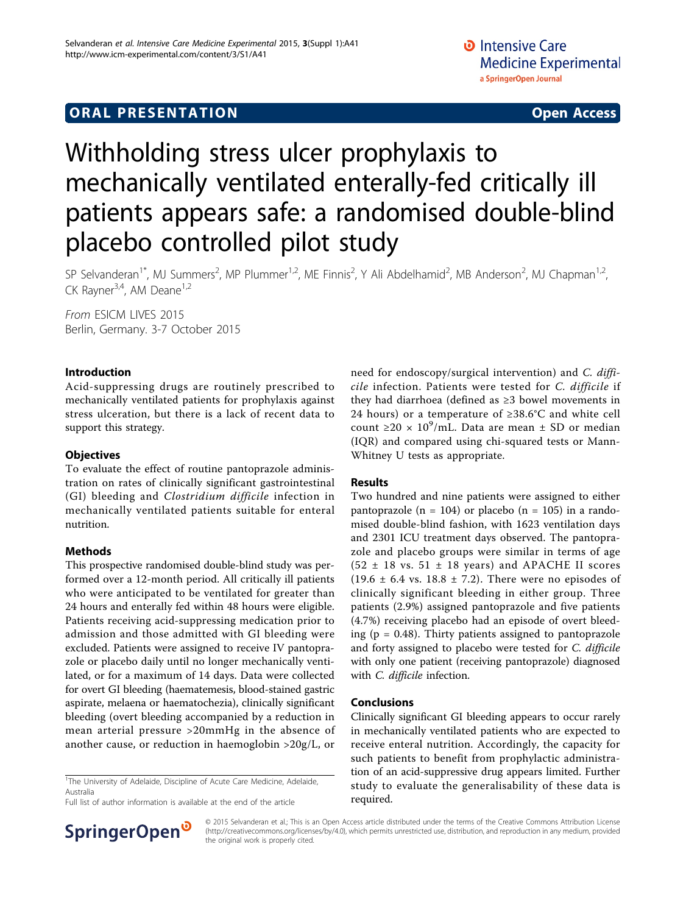ORAL PRESENTATION Open Access

# Withholding stress ulcer prophylaxis to mechanically ventilated enterally-fed critically ill patients appears safe: a randomised double-blind placebo controlled pilot study

SP Selvanderan[1*], MJ Summers[2], MP Plummer[1,2], ME Finnis[2], Y Ali Abdelhamid[2], MB Anderson[2], MJ Chapman[1,2], CK Rayner[3,4], AM Deane[1,2]

*From* ESICM LIVES 2015
Berlin, Germany. 3-7 October 2015

## Introduction

Acid-suppressing drugs are routinely prescribed to mechanically ventilated patients for prophylaxis against stress ulceration, but there is a lack of recent data to support this strategy.

## Objectives

To evaluate the effect of routine pantoprazole administration on rates of clinically significant gastrointestinal (GI) bleeding and *Clostridium difficile* infection in mechanically ventilated patients suitable for enteral nutrition.

## Methods

This prospective randomised double-blind study was performed over a 12-month period. All critically ill patients who were anticipated to be ventilated for greater than 24 hours and enterally fed within 48 hours were eligible. Patients receiving acid-suppressing medication prior to admission and those admitted with GI bleeding were excluded. Patients were assigned to receive IV pantoprazole or placebo daily until no longer mechanically ventilated, or for a maximum of 14 days. Data were collected for overt GI bleeding (haematemesis, blood-stained gastric aspirate, melaena or haematochezia), clinically significant bleeding (overt bleeding accompanied by a reduction in mean arterial pressure >20mmHg in the absence of another cause, or reduction in haemoglobin >20g/L, or need for endoscopy/surgical intervention) and *C. difficile* infection. Patients were tested for *C. difficile* if they had diarrhoea (defined as ≥3 bowel movements in 24 hours) or a temperature of ≥38.6°C and white cell count $\geq 20 \times 10^9$/mL. Data are mean ± SD or median (IQR) and compared using chi-squared tests or Mann-Whitney U tests as appropriate.

## Results

Two hundred and nine patients were assigned to either pantoprazole (n = 104) or placebo (n = 105) in a randomised double-blind fashion, with 1623 ventilation days and 2301 ICU treatment days observed. The pantoprazole and placebo groups were similar in terms of age (52 ± 18 vs. 51 ± 18 years) and APACHE II scores (19.6 ± 6.4 vs. 18.8 ± 7.2). There were no episodes of clinically significant bleeding in either group. Three patients (2.9%) assigned pantoprazole and five patients (4.7%) receiving placebo had an episode of overt bleeding ($p = 0.48$). Thirty patients assigned to pantoprazole and forty assigned to placebo were tested for *C. difficile* with only one patient (receiving pantoprazole) diagnosed with *C. difficile* infection.

## Conclusions

Clinically significant GI bleeding appears to occur rarely in mechanically ventilated patients who are expected to receive enteral nutrition. Accordingly, the capacity for such patients to benefit from prophylactic administration of an acid-suppressive drug appears limited. Further study to evaluate the generalisability of these data is required.

[1]The University of Adelaide, Discipline of Acute Care Medicine, Adelaide, Australia
Full list of author information is available at the end of the article

© 2015 Selvanderan et al.; This is an Open Access article distributed under the terms of the Creative Commons Attribution License (http://creativecommons.org/licenses/by/4.0), which permits unrestricted use, distribution, and reproduction in any medium, provided the original work is properly cited.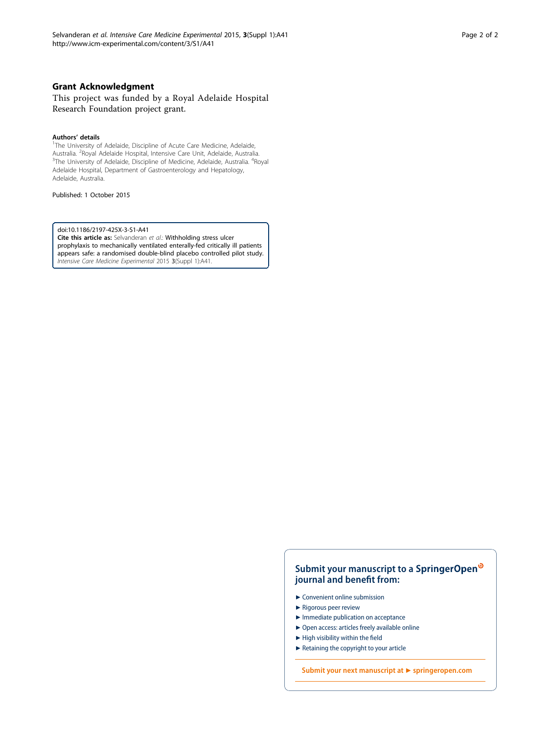## Grant Acknowledgment

This project was funded by a Royal Adelaide Hospital Research Foundation project grant.

#### Authors' details

[1]The University of Adelaide, Discipline of Acute Care Medicine, Adelaide, Australia. [2]Royal Adelaide Hospital, Intensive Care Unit, Adelaide, Australia. [3]The University of Adelaide, Discipline of Medicine, Adelaide, Australia. [4]Royal Adelaide Hospital, Department of Gastroenterology and Hepatology, Adelaide, Australia.

Published: 1 October 2015

doi:10.1186/2197-425X-3-S1-A41

**Cite this article as:** Selvanderan *et al.*: Withholding stress ulcer prophylaxis to mechanically ventilated enterally-fed critically ill patients appears safe: a randomised double-blind placebo controlled pilot study. *Intensive Care Medicine Experimental* 2015 **3**(Suppl 1):A41.

**Submit your manuscript to a SpringerOpen journal and benefit from:**

- ► Convenient online submission
- ► Rigorous peer review
- ► Immediate publication on acceptance
- ► Open access: articles freely available online
- ► High visibility within the field
- ► Retaining the copyright to your article

**Submit your next manuscript at ► springeropen.com**